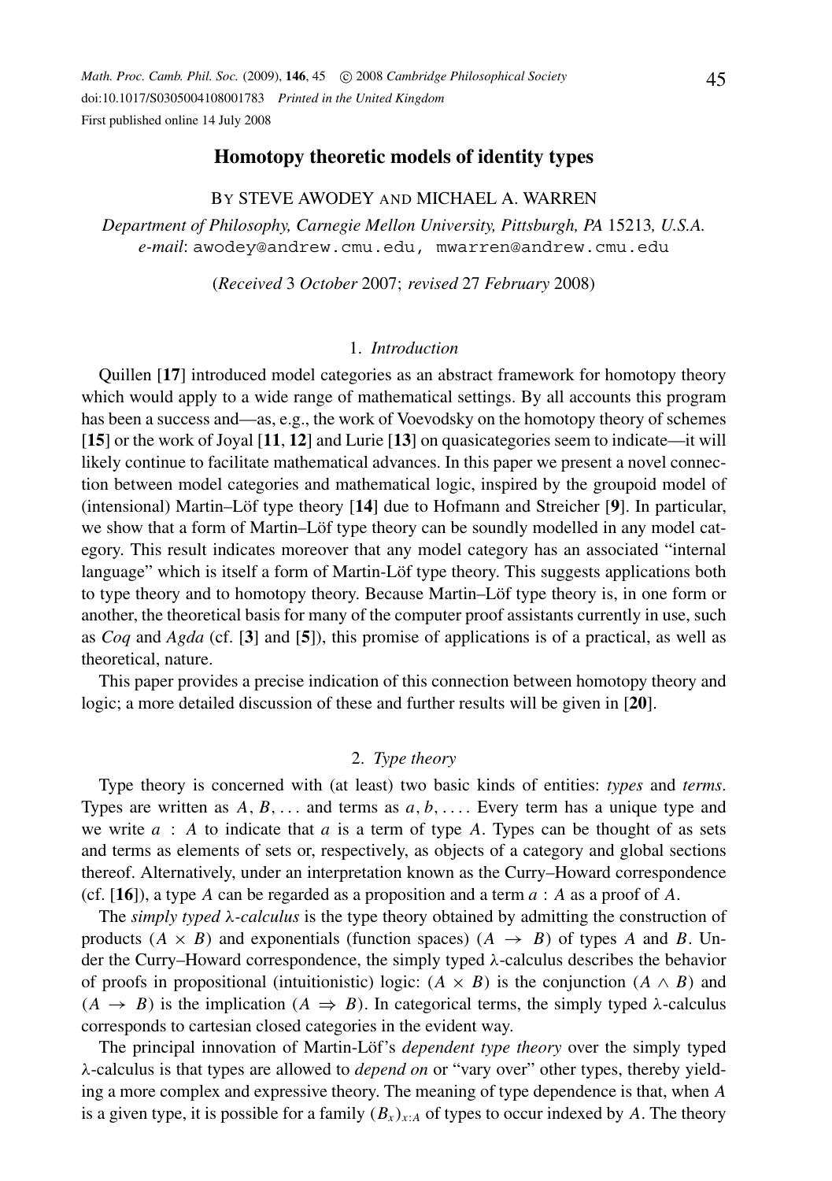# Homotopy theoretic models of identity types

BY STEVE AWODEY AND MICHAEL A. WARREN

*Department of Philosophy, Carnegie Mellon University, Pittsburgh, PA* 15213*, U.S.A.*
*e-mail*: awodey@andrew.cmu.edu, mwarren@andrew.cmu.edu

(*Received* 3 *October* 2007; *revised* 27 *February* 2008)

## 1. *Introduction*

Quillen [**17**] introduced model categories as an abstract framework for homotopy theory which would apply to a wide range of mathematical settings. By all accounts this program has been a success and—as, e.g., the work of Voevodsky on the homotopy theory of schemes [**15**] or the work of Joyal [**11**, **12**] and Lurie [**13**] on quasicategories seem to indicate—it will likely continue to facilitate mathematical advances. In this paper we present a novel connection between model categories and mathematical logic, inspired by the groupoid model of (intensional) Martin–Löf type theory [**14**] due to Hofmann and Streicher [**9**]. In particular, we show that a form of Martin–Löf type theory can be soundly modelled in any model category. This result indicates moreover that any model category has an associated "internal language" which is itself a form of Martin-Löf type theory. This suggests applications both to type theory and to homotopy theory. Because Martin–Löf type theory is, in one form or another, the theoretical basis for many of the computer proof assistants currently in use, such as *Coq* and *Agda* (cf. [**3**] and [**5**]), this promise of applications is of a practical, as well as theoretical, nature.

This paper provides a precise indication of this connection between homotopy theory and logic; a more detailed discussion of these and further results will be given in [**20**].

## 2. *Type theory*

Type theory is concerned with (at least) two basic kinds of entities: *types* and *terms*. Types are written as $A, B, \ldots$ and terms as $a, b, \ldots$. Every term has a unique type and we write $a : A$ to indicate that $a$ is a term of type $A$. Types can be thought of as sets and terms as elements of sets or, respectively, as objects of a category and global sections thereof. Alternatively, under an interpretation known as the Curry–Howard correspondence (cf. [**16**]), a type $A$ can be regarded as a proposition and a term $a : A$ as a proof of $A$.

The *simply typed* $\lambda$*-calculus* is the type theory obtained by admitting the construction of products $(A \times B)$ and exponentials (function spaces) $(A \rightarrow B)$ of types $A$ and $B$. Under the Curry–Howard correspondence, the simply typed $\lambda$-calculus describes the behavior of proofs in propositional (intuitionistic) logic: $(A \times B)$ is the conjunction $(A \wedge B)$ and $(A \rightarrow B)$ is the implication $(A \Rightarrow B)$. In categorical terms, the simply typed $\lambda$-calculus corresponds to cartesian closed categories in the evident way.

The principal innovation of Martin-Löf's *dependent type theory* over the simply typed $\lambda$-calculus is that types are allowed to *depend on* or "vary over" other types, thereby yielding a more complex and expressive theory. The meaning of type dependence is that, when $A$ is a given type, it is possible for a family $(B_x)_{x:A}$ of types to occur indexed by $A$. The theory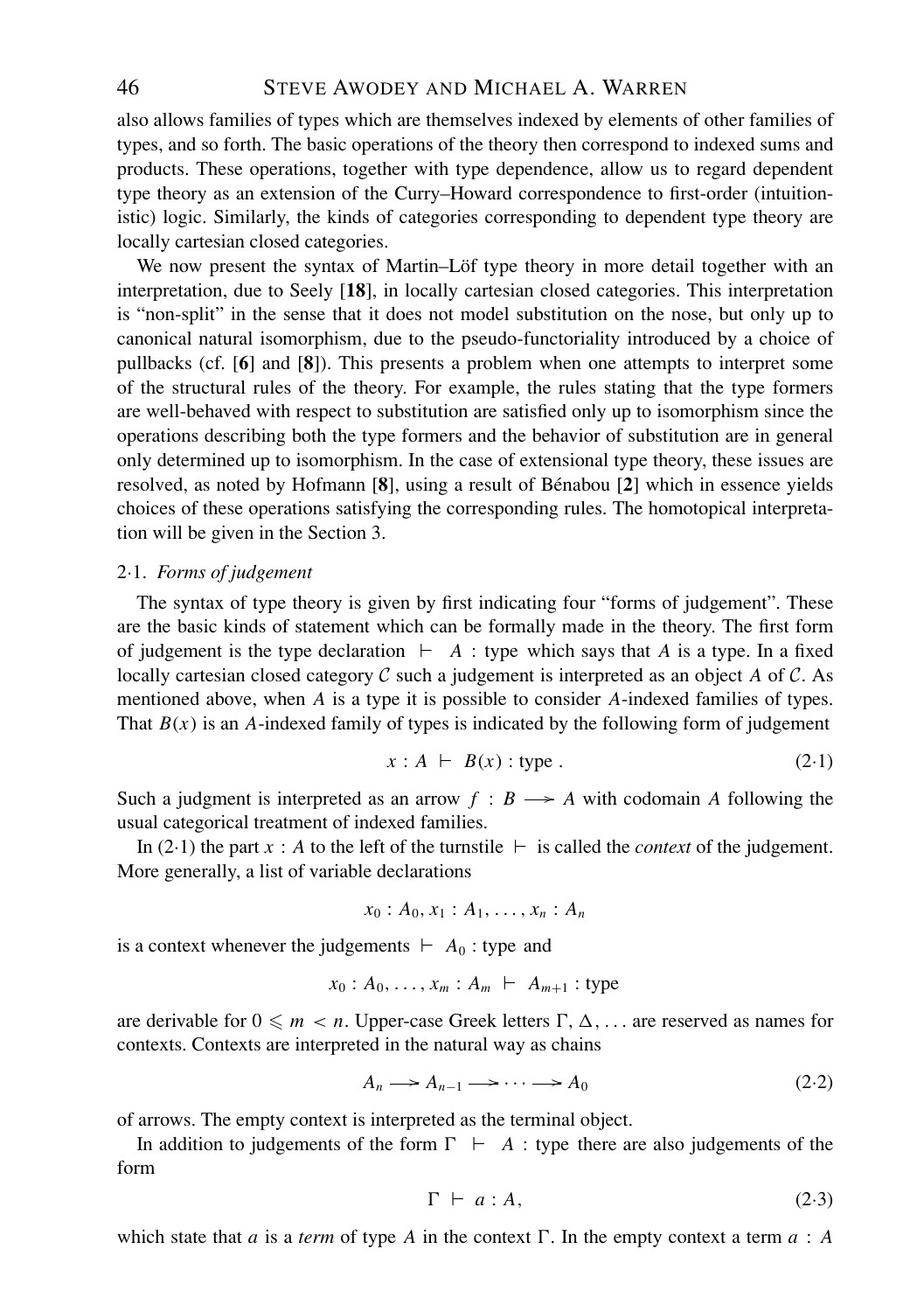also allows families of types which are themselves indexed by elements of other families of types, and so forth. The basic operations of the theory then correspond to indexed sums and products. These operations, together with type dependence, allow us to regard dependent type theory as an extension of the Curry–Howard correspondence to first-order (intuitionistic) logic. Similarly, the kinds of categories corresponding to dependent type theory are locally cartesian closed categories.

We now present the syntax of Martin–Löf type theory in more detail together with an interpretation, due to Seely [**18**], in locally cartesian closed categories. This interpretation is "non-split" in the sense that it does not model substitution on the nose, but only up to canonical natural isomorphism, due to the pseudo-functoriality introduced by a choice of pullbacks (cf. [**6**] and [**8**]). This presents a problem when one attempts to interpret some of the structural rules of the theory. For example, the rules stating that the type formers are well-behaved with respect to substitution are satisfied only up to isomorphism since the operations describing both the type formers and the behavior of substitution are in general only determined up to isomorphism. In the case of extensional type theory, these issues are resolved, as noted by Hofmann [**8**], using a result of Bénabou [**2**] which in essence yields choices of these operations satisfying the corresponding rules. The homotopical interpretation will be given in the Section 3.

## 2·1. *Forms of judgement*

The syntax of type theory is given by first indicating four "forms of judgement". These are the basic kinds of statement which can be formally made in the theory. The first form of judgement is the type declaration $\vdash A : \mathsf{type}$ which says that $A$ is a type. In a fixed locally cartesian closed category $\mathcal{C}$ such a judgement is interpreted as an object $A$ of $\mathcal{C}$. As mentioned above, when $A$ is a type it is possible to consider $A$-indexed families of types. That $B(x)$ is an $A$-indexed family of types is indicated by the following form of judgement

$$x : A \vdash B(x) : \mathsf{type}\,. \tag{2·1}$$

Such a judgment is interpreted as an arrow $f : B \longrightarrow A$ with codomain $A$ following the usual categorical treatment of indexed families.

In (2·1) the part $x : A$ to the left of the turnstile $\vdash$ is called the *context* of the judgement. More generally, a list of variable declarations

$$x_0 : A_0, x_1 : A_1, \ldots , x_n : A_n$$

is a context whenever the judgements $\vdash A_0 : \mathsf{type}$ and

$$x_0 : A_0, \ldots , x_m : A_m \vdash A_{m+1} : \mathsf{type}$$

are derivable for $0 \leqslant m < n$. Upper-case Greek letters $\Gamma, \Delta, \ldots$ are reserved as names for contexts. Contexts are interpreted in the natural way as chains

$$A_n \longrightarrow A_{n-1} \longrightarrow \cdots \longrightarrow A_0 \tag{2·2}$$

of arrows. The empty context is interpreted as the terminal object.

In addition to judgements of the form $\Gamma \vdash A : \mathsf{type}$ there are also judgements of the form

$$\Gamma \vdash a : A, \tag{2·3}$$

which state that $a$ is a *term* of type $A$ in the context $\Gamma$. In the empty context a term $a : A$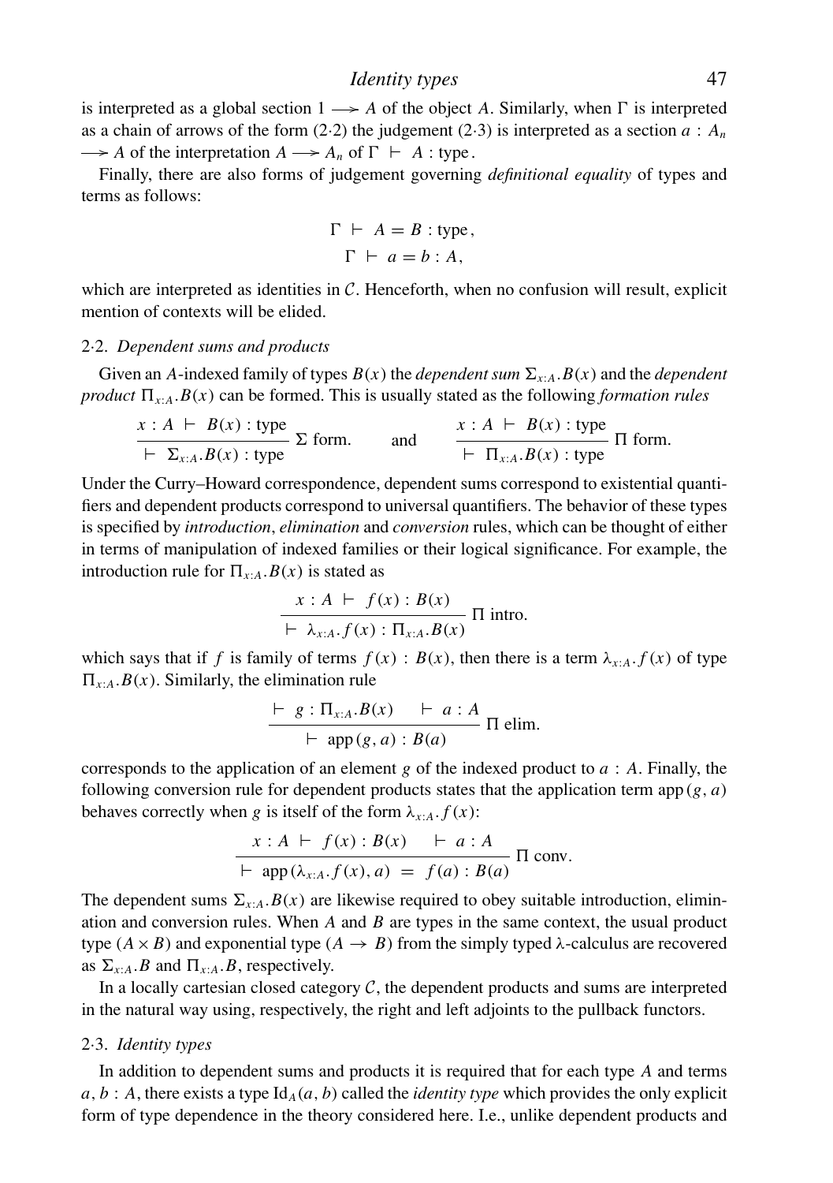is interpreted as a global section $1 \longrightarrow A$ of the object $A$. Similarly, when $\Gamma$ is interpreted as a chain of arrows of the form (2·2) the judgement (2·3) is interpreted as a section $a : A_n \longrightarrow A$ of the interpretation $A \longrightarrow A_n$ of $\Gamma \vdash A : \text{type}$.

Finally, there are also forms of judgement governing *definitional equality* of types and terms as follows:

$$\Gamma \vdash A = B : \text{type},$$
$$\Gamma \vdash a = b : A,$$

which are interpreted as identities in $\mathcal{C}$. Henceforth, when no confusion will result, explicit mention of contexts will be elided.

## 2·2. *Dependent sums and products*

Given an $A$-indexed family of types $B(x)$ the *dependent sum* $\Sigma_{x:A}.B(x)$ and the *dependent product* $\Pi_{x:A}.B(x)$ can be formed. This is usually stated as the following *formation rules*

$$\frac{x : A \vdash B(x) : \text{type}}{\vdash \Sigma_{x:A}.B(x) : \text{type}} \;\Sigma \text{ form.} \qquad \text{and} \qquad \frac{x : A \vdash B(x) : \text{type}}{\vdash \Pi_{x:A}.B(x) : \text{type}} \;\Pi \text{ form.}$$

Under the Curry–Howard correspondence, dependent sums correspond to existential quantifiers and dependent products correspond to universal quantifiers. The behavior of these types is specified by *introduction*, *elimination* and *conversion* rules, which can be thought of either in terms of manipulation of indexed families or their logical significance. For example, the introduction rule for $\Pi_{x:A}.B(x)$ is stated as

$$\frac{x : A \vdash f(x) : B(x)}{\vdash \lambda_{x:A}.f(x) : \Pi_{x:A}.B(x)} \;\Pi \text{ intro.}$$

which says that if $f$ is family of terms $f(x) : B(x)$, then there is a term $\lambda_{x:A}.f(x)$ of type $\Pi_{x:A}.B(x)$. Similarly, the elimination rule

$$\frac{\vdash g : \Pi_{x:A}.B(x) \qquad \vdash a : A}{\vdash \text{app}(g, a) : B(a)} \;\Pi \text{ elim.}$$

corresponds to the application of an element $g$ of the indexed product to $a : A$. Finally, the following conversion rule for dependent products states that the application term $\text{app}(g, a)$ behaves correctly when $g$ is itself of the form $\lambda_{x:A}.f(x)$:

$$\frac{x : A \vdash f(x) : B(x) \qquad \vdash a : A}{\vdash \text{app}(\lambda_{x:A}.f(x), a) \; = \; f(a) : B(a)} \;\Pi \text{ conv.}$$

The dependent sums $\Sigma_{x:A}.B(x)$ are likewise required to obey suitable introduction, elimination and conversion rules. When $A$ and $B$ are types in the same context, the usual product type $(A \times B)$ and exponential type $(A \to B)$ from the simply typed $\lambda$-calculus are recovered as $\Sigma_{x:A}.B$ and $\Pi_{x:A}.B$, respectively.

In a locally cartesian closed category $\mathcal{C}$, the dependent products and sums are interpreted in the natural way using, respectively, the right and left adjoints to the pullback functors.

## 2·3. *Identity types*

In addition to dependent sums and products it is required that for each type $A$ and terms $a, b : A$, there exists a type $\text{Id}_A(a, b)$ called the *identity type* which provides the only explicit form of type dependence in the theory considered here. I.e., unlike dependent products and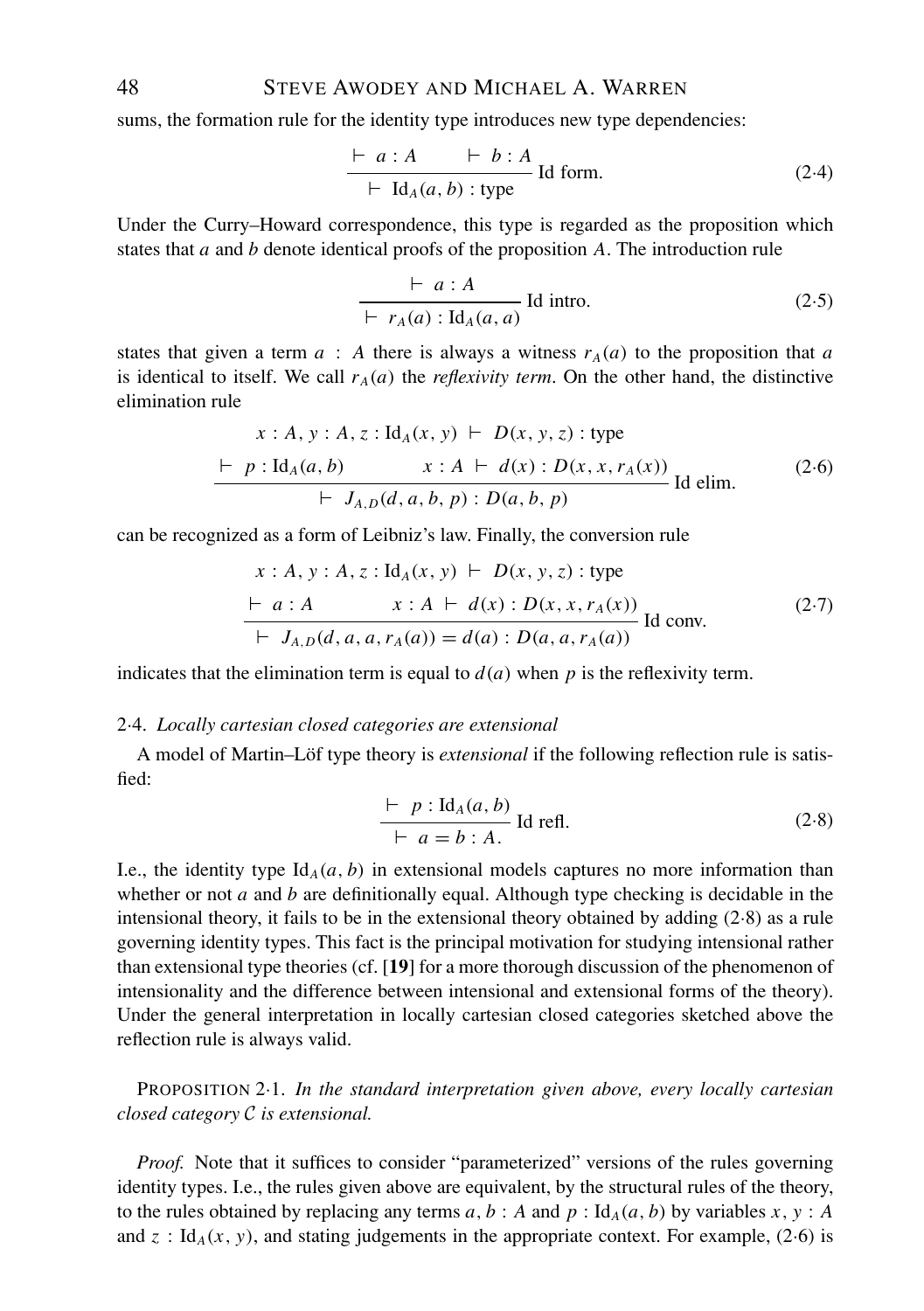sums, the formation rule for the identity type introduces new type dependencies:

$$\frac{\vdash\ a : A \qquad \vdash\ b : A}{\vdash\ \mathrm{Id}_A(a, b) : \text{type}}\ \text{Id form.} \tag{2·4}$$

Under the Curry–Howard correspondence, this type is regarded as the proposition which states that $a$ and $b$ denote identical proofs of the proposition $A$. The introduction rule

$$\frac{\vdash\ a : A}{\vdash\ r_A(a) : \mathrm{Id}_A(a, a)}\ \text{Id intro.} \tag{2·5}$$

states that given a term $a : A$ there is always a witness $r_A(a)$ to the proposition that $a$ is identical to itself. We call $r_A(a)$ the *reflexivity term*. On the other hand, the distinctive elimination rule

$$\frac{\begin{array}{c} x : A, y : A, z : \mathrm{Id}_A(x, y)\ \vdash\ D(x, y, z) : \text{type} \\ \vdash\ p : \mathrm{Id}_A(a, b) \qquad\qquad x : A\ \vdash\ d(x) : D(x, x, r_A(x)) \end{array}}{\vdash\ J_{A,D}(d, a, b, p) : D(a, b, p)}\ \text{Id elim.} \tag{2·6}$$

can be recognized as a form of Leibniz's law. Finally, the conversion rule

$$\frac{\begin{array}{c} x : A, y : A, z : \mathrm{Id}_A(x, y)\ \vdash\ D(x, y, z) : \text{type} \\ \vdash\ a : A \qquad\qquad x : A\ \vdash\ d(x) : D(x, x, r_A(x)) \end{array}}{\vdash\ J_{A,D}(d, a, a, r_A(a)) = d(a) : D(a, a, r_A(a))}\ \text{Id conv.} \tag{2·7}$$

indicates that the elimination term is equal to $d(a)$ when $p$ is the reflexivity term.

### 2·4. *Locally cartesian closed categories are extensional*

A model of Martin–Löf type theory is *extensional* if the following reflection rule is satisfied:

$$\frac{\vdash\ p : \mathrm{Id}_A(a, b)}{\vdash\ a = b : A.}\ \text{Id refl.} \tag{2·8}$$

I.e., the identity type $\mathrm{Id}_A(a, b)$ in extensional models captures no more information than whether or not $a$ and $b$ are definitionally equal. Although type checking is decidable in the intensional theory, it fails to be in the extensional theory obtained by adding (2·8) as a rule governing identity types. This fact is the principal motivation for studying intensional rather than extensional type theories (cf. [**19**] for a more thorough discussion of the phenomenon of intensionality and the difference between intensional and extensional forms of the theory). Under the general interpretation in locally cartesian closed categories sketched above the reflection rule is always valid.

PROPOSITION 2·1. *In the standard interpretation given above, every locally cartesian closed category $\mathcal{C}$ is extensional.*

*Proof.* Note that it suffices to consider "parameterized" versions of the rules governing identity types. I.e., the rules given above are equivalent, by the structural rules of the theory, to the rules obtained by replacing any terms $a, b : A$ and $p : \mathrm{Id}_A(a, b)$ by variables $x, y : A$ and $z : \mathrm{Id}_A(x, y)$, and stating judgements in the appropriate context. For example, (2·6) is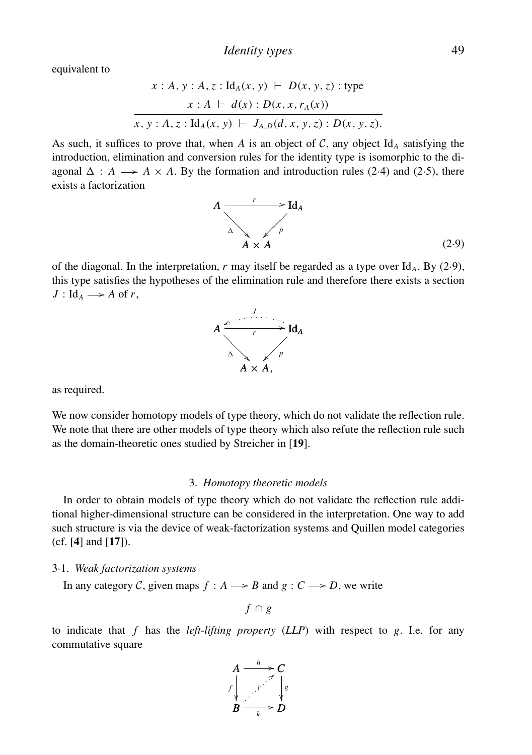equivalent to

$$
\frac{\begin{array}{c} x : A,\, y : A,\, z : \mathrm{Id}_A(x, y) \;\vdash\; D(x, y, z) : \text{type} \\ x : A \;\vdash\; d(x) : D(x, x, r_A(x)) \end{array}}{x, y : A,\, z : \mathrm{Id}_A(x, y) \;\vdash\; J_{A,D}(d, x, y, z) : D(x, y, z).}
$$

As such, it suffices to prove that, when $A$ is an object of $\mathcal{C}$, any object $\mathrm{Id}_A$ satisfying the introduction, elimination and conversion rules for the identity type is isomorphic to the diagonal $\Delta : A \longrightarrow A \times A$. By the formation and introduction rules (2·4) and (2·5), there exists a factorization

$$
\begin{array}{ccc} A & \xrightarrow{\;r\;} & \mathrm{Id}_A \\ & {\scriptstyle\Delta}\searrow \quad \swarrow{\scriptstyle p} & \\ & A \times A & \end{array} \tag{2·9}
$$

of the diagonal. In the interpretation, $r$ may itself be regarded as a type over $\mathrm{Id}_A$. By (2·9), this type satisfies the hypotheses of the elimination rule and therefore there exists a section $J : \mathrm{Id}_A \longrightarrow A$ of $r$,

$$
\begin{array}{ccc} A & \underset{r}{\overset{J}{\leftrightarrows}} & \mathrm{Id}_A \\ & {\scriptstyle\Delta}\searrow \quad \swarrow{\scriptstyle p} & \\ & A \times A, & \end{array}
$$

as required.

We now consider homotopy models of type theory, which do not validate the reflection rule. We note that there are other models of type theory which also refute the reflection rule such as the domain-theoretic ones studied by Streicher in [**19**].

## 3. *Homotopy theoretic models*

In order to obtain models of type theory which do not validate the reflection rule additional higher-dimensional structure can be considered in the interpretation. One way to add such structure is via the device of weak-factorization systems and Quillen model categories (cf. [**4**] and [**17**]).

### 3·1. *Weak factorization systems*

In any category $\mathcal{C}$, given maps $f : A \longrightarrow B$ and $g : C \longrightarrow D$, we write

$$
f \pitchfork g
$$

to indicate that $f$ has the *left-lifting property* (*LLP*) with respect to $g$. I.e. for any commutative square

$$
\begin{array}{ccc} A & \xrightarrow{\;h\;} & C \\ {\scriptstyle f}\downarrow & \nearrow{\scriptstyle l} & \downarrow{\scriptstyle g} \\ B & \xrightarrow[\;k\;]{} & D \end{array}
$$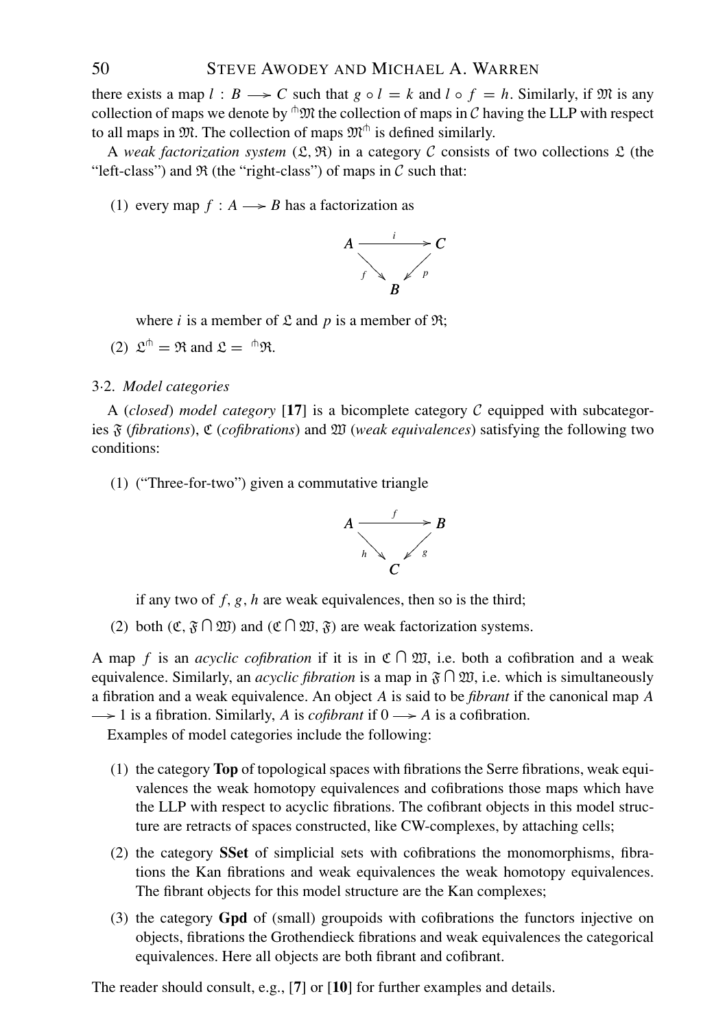there exists a map $l : B \longrightarrow C$ such that $g \circ l = k$ and $l \circ f = h$. Similarly, if $\mathfrak{M}$ is any collection of maps we denote by ${}^{\pitchfork}\mathfrak{M}$ the collection of maps in $\mathcal{C}$ having the LLP with respect to all maps in $\mathfrak{M}$. The collection of maps $\mathfrak{M}^{\pitchfork}$ is defined similarly.

A *weak factorization system* $(\mathfrak{L}, \mathfrak{R})$ in a category $\mathcal{C}$ consists of two collections $\mathfrak{L}$ (the "left-class") and $\mathfrak{R}$ (the "right-class") of maps in $\mathcal{C}$ such that:

(1) every map $f : A \longrightarrow B$ has a factorization as

$$\begin{array}{ccc} A & \xrightarrow{\ i\ } & C \\ & {\scriptstyle f}\searrow \quad \swarrow{\scriptstyle p} & \\ & B & \end{array}$$

where $i$ is a member of $\mathfrak{L}$ and $p$ is a member of $\mathfrak{R}$;

(2) $\mathfrak{L}^{\pitchfork} = \mathfrak{R}$ and $\mathfrak{L} = {}^{\pitchfork}\mathfrak{R}$.

3·2. *Model categories*

A (*closed*) *model category* [**17**] is a bicomplete category $\mathcal{C}$ equipped with subcategories $\mathfrak{F}$ (*fibrations*), $\mathfrak{C}$ (*cofibrations*) and $\mathfrak{W}$ (*weak equivalences*) satisfying the following two conditions:

(1) ("Three-for-two") given a commutative triangle

$$\begin{array}{ccc} A & \xrightarrow{\ f\ } & B \\ & {\scriptstyle h}\searrow \quad \swarrow{\scriptstyle g} & \\ & C & \end{array}$$

if any two of $f$, $g$, $h$ are weak equivalences, then so is the third;

(2) both $(\mathfrak{C}, \mathfrak{F} \cap \mathfrak{W})$ and $(\mathfrak{C} \cap \mathfrak{W}, \mathfrak{F})$ are weak factorization systems.

A map $f$ is an *acyclic cofibration* if it is in $\mathfrak{C} \cap \mathfrak{W}$, i.e. both a cofibration and a weak equivalence. Similarly, an *acyclic fibration* is a map in $\mathfrak{F} \cap \mathfrak{W}$, i.e. which is simultaneously a fibration and a weak equivalence. An object $A$ is said to be *fibrant* if the canonical map $A \longrightarrow 1$ is a fibration. Similarly, $A$ is *cofibrant* if $0 \longrightarrow A$ is a cofibration.

Examples of model categories include the following:

(1) the category **Top** of topological spaces with fibrations the Serre fibrations, weak equivalences the weak homotopy equivalences and cofibrations those maps which have the LLP with respect to acyclic fibrations. The cofibrant objects in this model structure are retracts of spaces constructed, like CW-complexes, by attaching cells;

(2) the category **SSet** of simplicial sets with cofibrations the monomorphisms, fibrations the Kan fibrations and weak equivalences the weak homotopy equivalences. The fibrant objects for this model structure are the Kan complexes;

(3) the category **Gpd** of (small) groupoids with cofibrations the functors injective on objects, fibrations the Grothendieck fibrations and weak equivalences the categorical equivalences. Here all objects are both fibrant and cofibrant.

The reader should consult, e.g., [**7**] or [**10**] for further examples and details.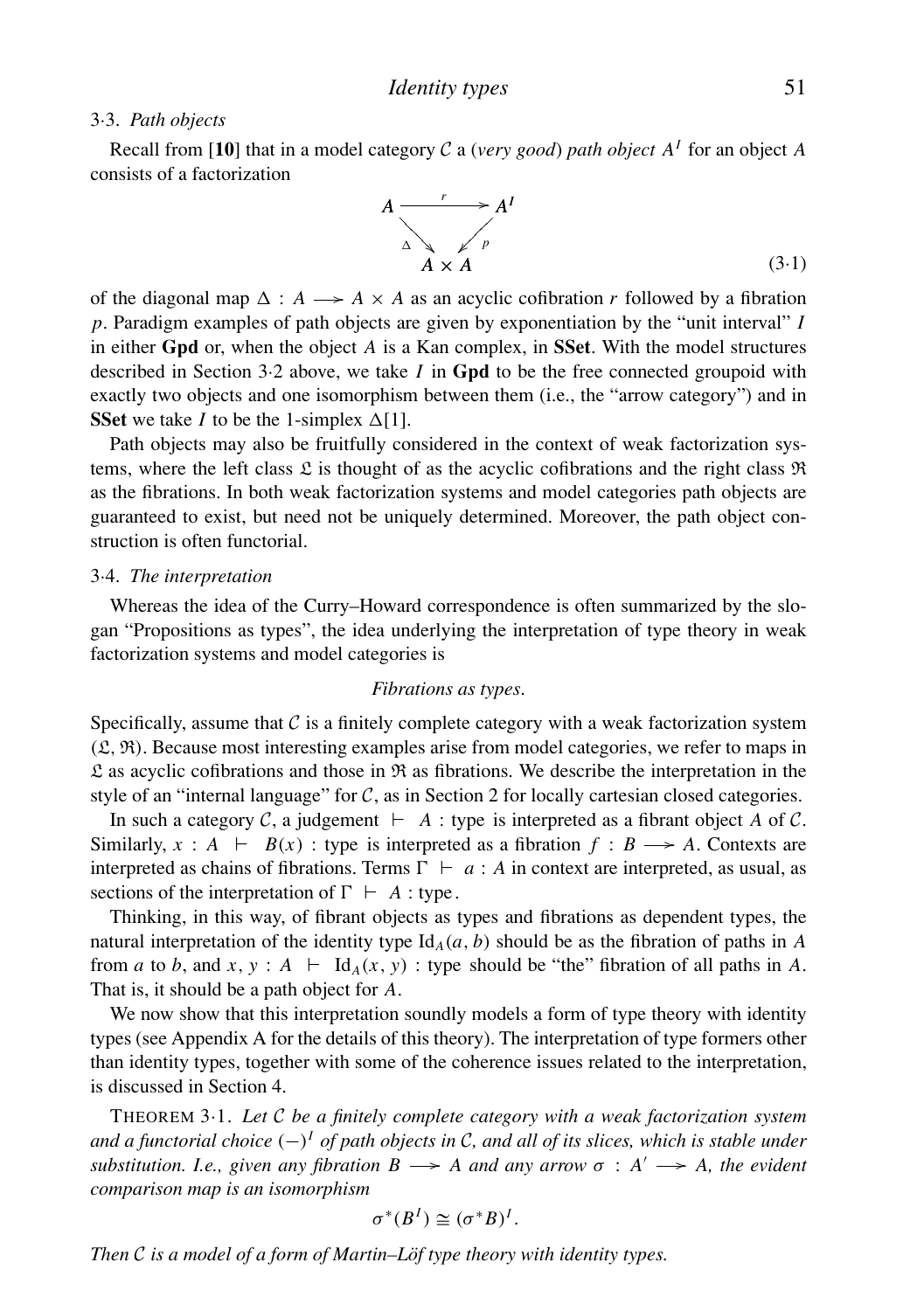### 3·3. *Path objects*

Recall from [**10**] that in a model category $\mathcal{C}$ a (*very good*) *path object* $A^I$ for an object $A$ consists of a factorization

$$\begin{array}{ccc} A & \xrightarrow{\quad r \quad} & A^I \\ & {\scriptstyle\Delta}\searrow \quad \swarrow{\scriptstyle p} & \\ & A \times A & \end{array} \tag{3·1}$$

of the diagonal map $\Delta : A \longrightarrow A \times A$ as an acyclic cofibration $r$ followed by a fibration $p$. Paradigm examples of path objects are given by exponentiation by the "unit interval" $I$ in either **Gpd** or, when the object $A$ is a Kan complex, in **SSet**. With the model structures described in Section 3·2 above, we take $I$ in **Gpd** to be the free connected groupoid with exactly two objects and one isomorphism between them (i.e., the "arrow category") and in **SSet** we take $I$ to be the 1-simplex $\Delta[1]$.

Path objects may also be fruitfully considered in the context of weak factorization systems, where the left class $\mathfrak{L}$ is thought of as the acyclic cofibrations and the right class $\mathfrak{R}$ as the fibrations. In both weak factorization systems and model categories path objects are guaranteed to exist, but need not be uniquely determined. Moreover, the path object construction is often functorial.

### 3·4. *The interpretation*

Whereas the idea of the Curry–Howard correspondence is often summarized by the slogan "Propositions as types", the idea underlying the interpretation of type theory in weak factorization systems and model categories is

*Fibrations as types.*

Specifically, assume that $\mathcal{C}$ is a finitely complete category with a weak factorization system $(\mathfrak{L}, \mathfrak{R})$. Because most interesting examples arise from model categories, we refer to maps in $\mathfrak{L}$ as acyclic cofibrations and those in $\mathfrak{R}$ as fibrations. We describe the interpretation in the style of an "internal language" for $\mathcal{C}$, as in Section 2 for locally cartesian closed categories.

In such a category $\mathcal{C}$, a judgement $\vdash A : \text{type}$ is interpreted as a fibrant object $A$ of $\mathcal{C}$. Similarly, $x : A \vdash B(x) : \text{type}$ is interpreted as a fibration $f : B \longrightarrow A$. Contexts are interpreted as chains of fibrations. Terms $\Gamma \vdash a : A$ in context are interpreted, as usual, as sections of the interpretation of $\Gamma \vdash A : \text{type}$.

Thinking, in this way, of fibrant objects as types and fibrations as dependent types, the natural interpretation of the identity type $\text{Id}_A(a, b)$ should be as the fibration of paths in $A$ from $a$ to $b$, and $x, y : A \vdash \text{Id}_A(x, y) : \text{type}$ should be "the" fibration of all paths in $A$. That is, it should be a path object for $A$.

We now show that this interpretation soundly models a form of type theory with identity types (see Appendix A for the details of this theory). The interpretation of type formers other than identity types, together with some of the coherence issues related to the interpretation, is discussed in Section 4.

THEOREM 3·1. *Let $\mathcal{C}$ be a finitely complete category with a weak factorization system and a functorial choice $(-)^I$ of path objects in $\mathcal{C}$, and all of its slices, which is stable under substitution. I.e., given any fibration $B \longrightarrow A$ and any arrow $\sigma : A' \longrightarrow A$, the evident comparison map is an isomorphism*

$$\sigma^*(B^I) \cong (\sigma^* B)^I.$$

*Then $\mathcal{C}$ is a model of a form of Martin–Löf type theory with identity types.*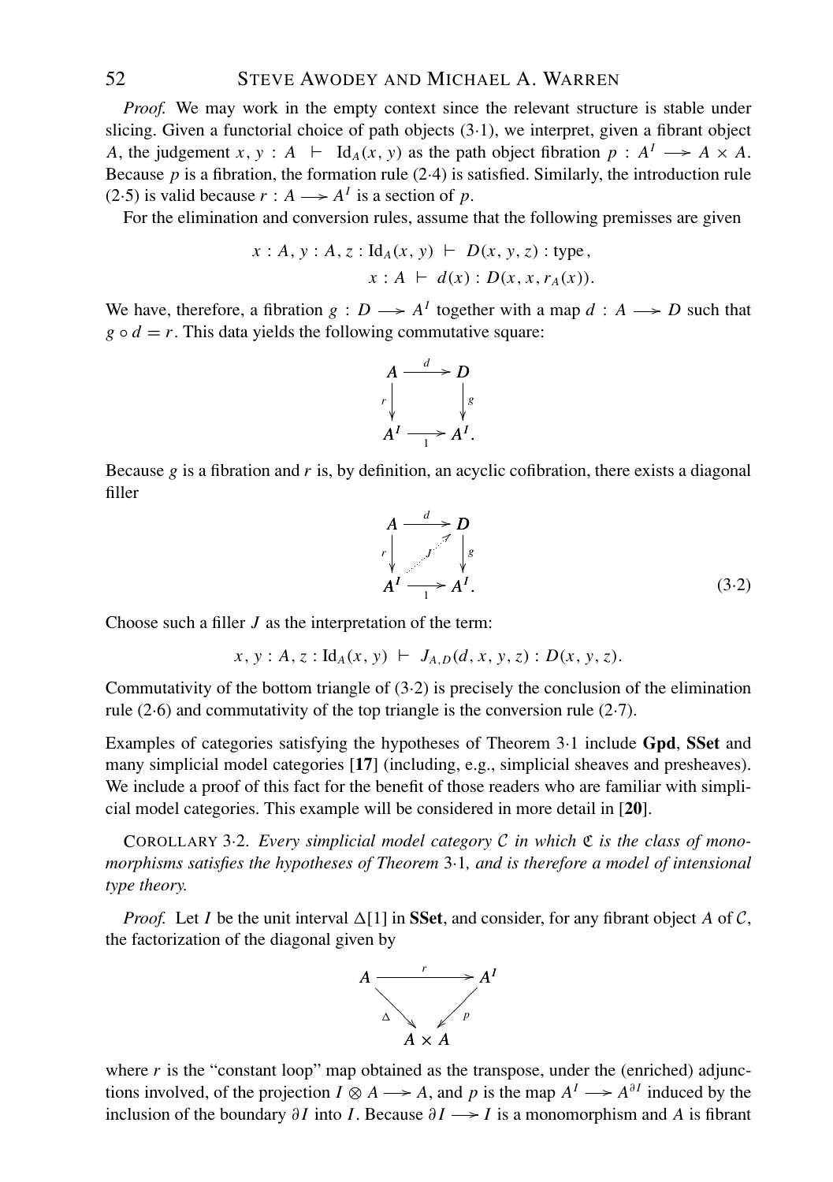*Proof.* We may work in the empty context since the relevant structure is stable under slicing. Given a functorial choice of path objects (3·1), we interpret, given a fibrant object $A$, the judgement $x, y : A \vdash \mathrm{Id}_A(x, y)$ as the path object fibration $p : A^I \longrightarrow A \times A$. Because $p$ is a fibration, the formation rule (2·4) is satisfied. Similarly, the introduction rule (2·5) is valid because $r : A \longrightarrow A^I$ is a section of $p$.

For the elimination and conversion rules, assume that the following premisses are given

$$x : A, y : A, z : \mathrm{Id}_A(x, y) \vdash D(x, y, z) : \text{type},$$
$$x : A \vdash d(x) : D(x, x, r_A(x)).$$

We have, therefore, a fibration $g : D \longrightarrow A^I$ together with a map $d : A \longrightarrow D$ such that $g \circ d = r$. This data yields the following commutative square:

$$\begin{array}{ccc} A & \xrightarrow{d} & D \\ {\scriptstyle r}\downarrow & & \downarrow{\scriptstyle g} \\ A^I & \xrightarrow[1]{} & A^I. \end{array}$$

Because $g$ is a fibration and $r$ is, by definition, an acyclic cofibration, there exists a diagonal filler

$$\begin{array}{ccc} A & \xrightarrow{d} & D \\ {\scriptstyle r}\downarrow & \nearrow{\scriptstyle J} & \downarrow{\scriptstyle g} \\ A^I & \xrightarrow[1]{} & A^I. \end{array} \tag{3·2}$$

Choose such a filler $J$ as the interpretation of the term:

$$x, y : A, z : \mathrm{Id}_A(x, y) \vdash J_{A,D}(d, x, y, z) : D(x, y, z).$$

Commutativity of the bottom triangle of (3·2) is precisely the conclusion of the elimination rule (2·6) and commutativity of the top triangle is the conversion rule (2·7).

Examples of categories satisfying the hypotheses of Theorem 3·1 include **Gpd**, **SSet** and many simplicial model categories [**17**] (including, e.g., simplicial sheaves and presheaves). We include a proof of this fact for the benefit of those readers who are familiar with simplicial model categories. This example will be considered in more detail in [**20**].

COROLLARY 3·2. *Every simplicial model category $\mathcal{C}$ in which $\mathfrak{C}$ is the class of monomorphisms satisfies the hypotheses of Theorem* 3·1*, and is therefore a model of intensional type theory.*

*Proof.* Let $I$ be the unit interval $\Delta[1]$ in **SSet**, and consider, for any fibrant object $A$ of $\mathcal{C}$, the factorization of the diagonal given by

$$\begin{array}{ccc} A & \xrightarrow{r} & A^I \\ & {\scriptstyle \Delta}\searrow \quad \swarrow{\scriptstyle p} & \\ & A \times A & \end{array}$$

where $r$ is the "constant loop" map obtained as the transpose, under the (enriched) adjunctions involved, of the projection $I \otimes A \longrightarrow A$, and $p$ is the map $A^I \longrightarrow A^{\partial I}$ induced by the inclusion of the boundary $\partial I$ into $I$. Because $\partial I \longrightarrow I$ is a monomorphism and $A$ is fibrant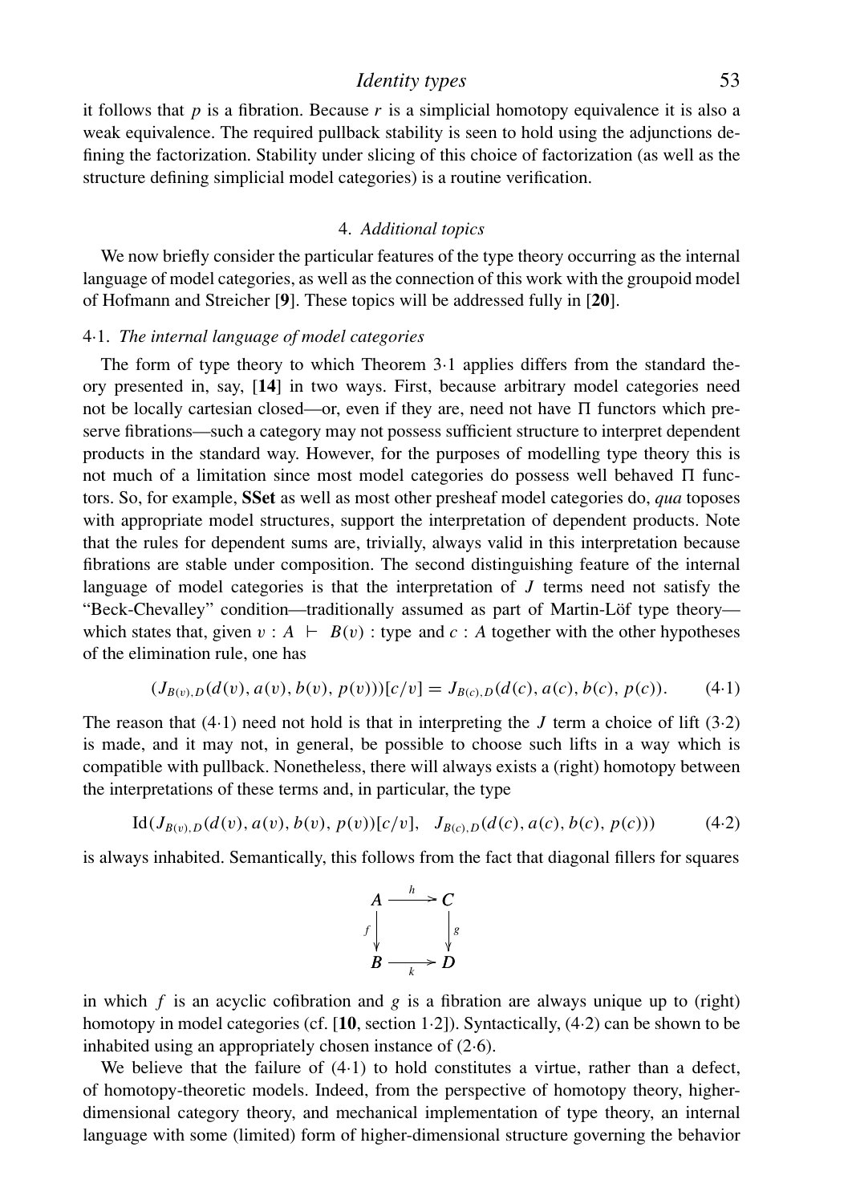it follows that $p$ is a fibration. Because $r$ is a simplicial homotopy equivalence it is also a weak equivalence. The required pullback stability is seen to hold using the adjunctions defining the factorization. Stability under slicing of this choice of factorization (as well as the structure defining simplicial model categories) is a routine verification.

## 4. *Additional topics*

We now briefly consider the particular features of the type theory occurring as the internal language of model categories, as well as the connection of this work with the groupoid model of Hofmann and Streicher [**9**]. These topics will be addressed fully in [**20**].

### 4·1. *The internal language of model categories*

The form of type theory to which Theorem 3·1 applies differs from the standard theory presented in, say, [**14**] in two ways. First, because arbitrary model categories need not be locally cartesian closed—or, even if they are, need not have $\Pi$ functors which preserve fibrations—such a category may not possess sufficient structure to interpret dependent products in the standard way. However, for the purposes of modelling type theory this is not much of a limitation since most model categories do possess well behaved $\Pi$ functors. So, for example, **SSet** as well as most other presheaf model categories do, *qua* toposes with appropriate model structures, support the interpretation of dependent products. Note that the rules for dependent sums are, trivially, always valid in this interpretation because fibrations are stable under composition. The second distinguishing feature of the internal language of model categories is that the interpretation of $J$ terms need not satisfy the "Beck-Chevalley" condition—traditionally assumed as part of Martin-Löf type theory—which states that, given $v : A \vdash B(v) : \text{type}$ and $c : A$ together with the other hypotheses of the elimination rule, one has

$$(J_{B(v),D}(d(v), a(v), b(v), p(v)))[c/v] = J_{B(c),D}(d(c), a(c), b(c), p(c)). \tag{4·1}$$

The reason that (4·1) need not hold is that in interpreting the $J$ term a choice of lift (3·2) is made, and it may not, in general, be possible to choose such lifts in a way which is compatible with pullback. Nonetheless, there will always exists a (right) homotopy between the interpretations of these terms and, in particular, the type

$$\text{Id}(J_{B(v),D}(d(v), a(v), b(v), p(v))[c/v], \quad J_{B(c),D}(d(c), a(c), b(c), p(c))) \tag{4·2}$$

is always inhabited. Semantically, this follows from the fact that diagonal fillers for squares

$$\begin{array}{ccc} A & \xrightarrow{h} & C \\ {\scriptstyle f}\downarrow & & \downarrow{\scriptstyle g} \\ B & \xrightarrow[k]{} & D \end{array}$$

in which $f$ is an acyclic cofibration and $g$ is a fibration are always unique up to (right) homotopy in model categories (cf. [**10**, section 1·2]). Syntactically, (4·2) can be shown to be inhabited using an appropriately chosen instance of (2·6).

We believe that the failure of (4·1) to hold constitutes a virtue, rather than a defect, of homotopy-theoretic models. Indeed, from the perspective of homotopy theory, higher-dimensional category theory, and mechanical implementation of type theory, an internal language with some (limited) form of higher-dimensional structure governing the behavior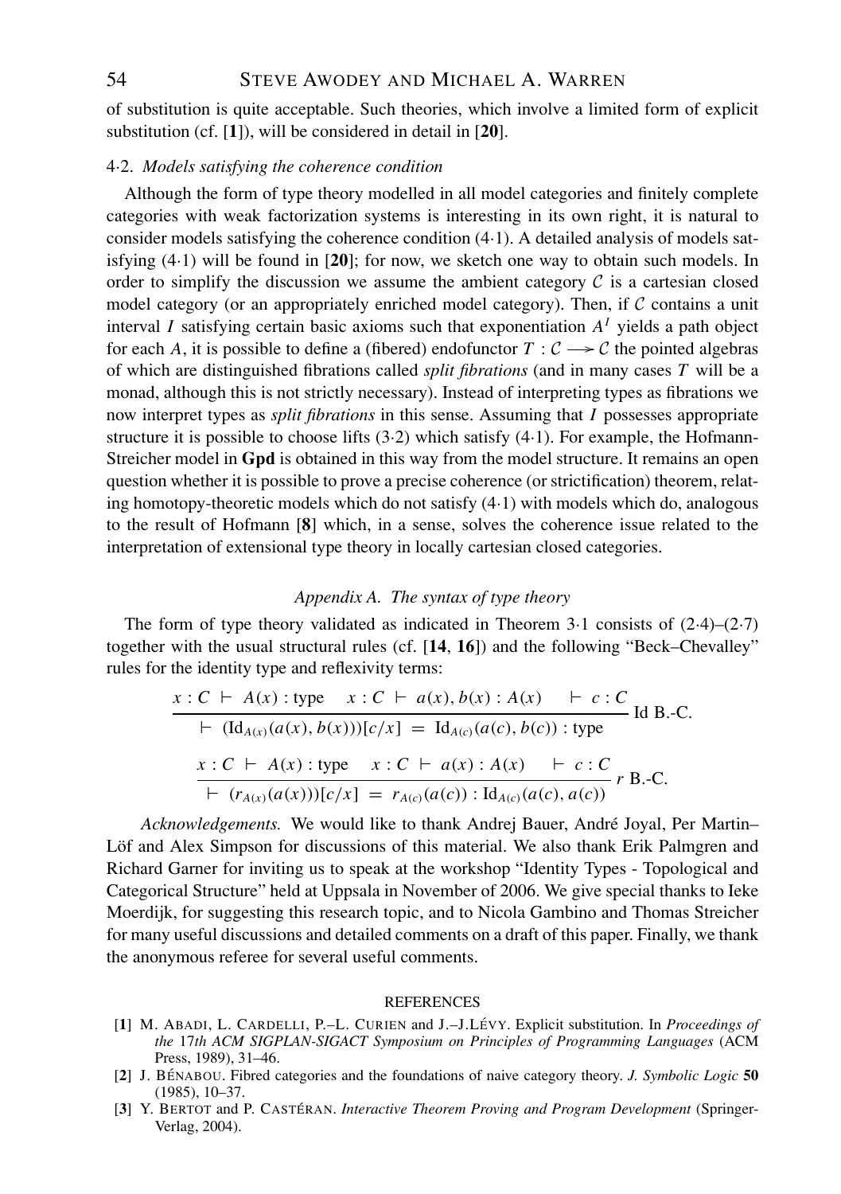of substitution is quite acceptable. Such theories, which involve a limited form of explicit substitution (cf. [**1**]), will be considered in detail in [**20**].

### 4·2. *Models satisfying the coherence condition*

Although the form of type theory modelled in all model categories and finitely complete categories with weak factorization systems is interesting in its own right, it is natural to consider models satisfying the coherence condition (4·1). A detailed analysis of models satisfying (4·1) will be found in [**20**]; for now, we sketch one way to obtain such models. In order to simplify the discussion we assume the ambient category $\mathcal{C}$ is a cartesian closed model category (or an appropriately enriched model category). Then, if $\mathcal{C}$ contains a unit interval $I$ satisfying certain basic axioms such that exponentiation $A^I$ yields a path object for each $A$, it is possible to define a (fibered) endofunctor $T : \mathcal{C} \longrightarrow \mathcal{C}$ the pointed algebras of which are distinguished fibrations called *split fibrations* (and in many cases $T$ will be a monad, although this is not strictly necessary). Instead of interpreting types as fibrations we now interpret types as *split fibrations* in this sense. Assuming that $I$ possesses appropriate structure it is possible to choose lifts (3·2) which satisfy (4·1). For example, the Hofmann-Streicher model in **Gpd** is obtained in this way from the model structure. It remains an open question whether it is possible to prove a precise coherence (or strictification) theorem, relating homotopy-theoretic models which do not satisfy (4·1) with models which do, analogous to the result of Hofmann [**8**] which, in a sense, solves the coherence issue related to the interpretation of extensional type theory in locally cartesian closed categories.

## *Appendix A. The syntax of type theory*

The form of type theory validated as indicated in Theorem 3·1 consists of (2·4)–(2·7) together with the usual structural rules (cf. [**14**, **16**]) and the following "Beck–Chevalley" rules for the identity type and reflexivity terms:

$$\frac{x : C \;\vdash\; A(x) : \text{type} \qquad x : C \;\vdash\; a(x), b(x) : A(x) \qquad \vdash\; c : C}{\vdash\; (\text{Id}_{A(x)}(a(x), b(x)))[c/x] \;=\; \text{Id}_{A(c)}(a(c), b(c)) : \text{type}} \;\text{Id B.-C.}$$

$$\frac{x : C \;\vdash\; A(x) : \text{type} \qquad x : C \;\vdash\; a(x) : A(x) \qquad \vdash\; c : C}{\vdash\; (r_{A(x)}(a(x)))[c/x] \;=\; r_{A(c)}(a(c)) : \text{Id}_{A(c)}(a(c), a(c))} \;r\text{ B.-C.}$$

*Acknowledgements.* We would like to thank Andrej Bauer, André Joyal, Per Martin–Löf and Alex Simpson for discussions of this material. We also thank Erik Palmgren and Richard Garner for inviting us to speak at the workshop "Identity Types - Topological and Categorical Structure" held at Uppsala in November of 2006. We give special thanks to Ieke Moerdijk, for suggesting this research topic, and to Nicola Gambino and Thomas Streicher for many useful discussions and detailed comments on a draft of this paper. Finally, we thank the anonymous referee for several useful comments.

## REFERENCES

[**1**] M. Abadi, L. Cardelli, P.–L. Curien and J.–J.Lévy. Explicit substitution. In *Proceedings of the 17th ACM SIGPLAN-SIGACT Symposium on Principles of Programming Languages* (ACM Press, 1989), 31–46.

[**2**] J. Bénabou. Fibred categories and the foundations of naive category theory. *J. Symbolic Logic* **50** (1985), 10–37.

[**3**] Y. Bertot and P. Castéran. *Interactive Theorem Proving and Program Development* (Springer-Verlag, 2004).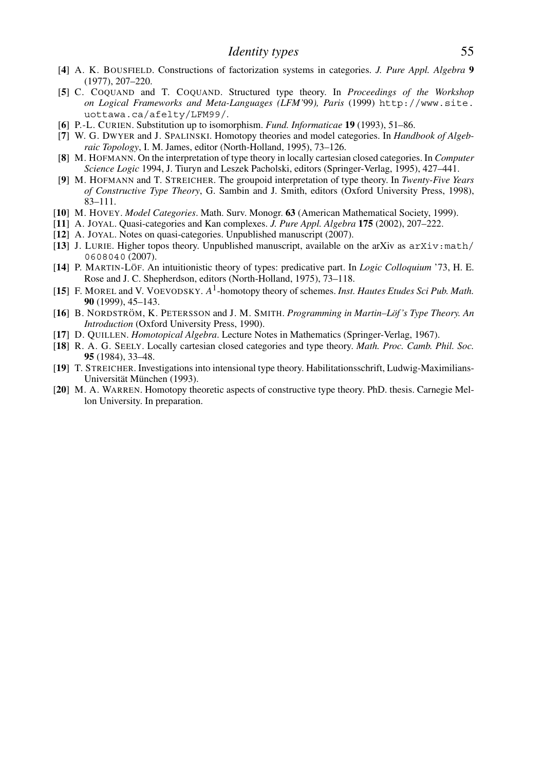[4] A. K. Bousfield. Constructions of factorization systems in categories. *J. Pure Appl. Algebra* **9** (1977), 207–220.

[5] C. Coquand and T. Coquand. Structured type theory. In *Proceedings of the Workshop on Logical Frameworks and Meta-Languages (LFM'99), Paris* (1999) http://www.site.uottawa.ca/afelty/LFM99/.

[6] P.-L. Curien. Substitution up to isomorphism. *Fund. Informaticae* **19** (1993), 51–86.

[7] W. G. Dwyer and J. Spalinski. Homotopy theories and model categories. In *Handbook of Algebraic Topology*, I. M. James, editor (North-Holland, 1995), 73–126.

[8] M. Hofmann. On the interpretation of type theory in locally cartesian closed categories. In *Computer Science Logic* 1994, J. Tiuryn and Leszek Pacholski, editors (Springer-Verlag, 1995), 427–441.

[9] M. Hofmann and T. Streicher. The groupoid interpretation of type theory. In *Twenty-Five Years of Constructive Type Theory*, G. Sambin and J. Smith, editors (Oxford University Press, 1998), 83–111.

[10] M. Hovey. *Model Categories*. Math. Surv. Monogr. **63** (American Mathematical Society, 1999).

[11] A. Joyal. Quasi-categories and Kan complexes. *J. Pure Appl. Algebra* **175** (2002), 207–222.

[12] A. Joyal. Notes on quasi-categories. Unpublished manuscript (2007).

[13] J. Lurie. Higher topos theory. Unpublished manuscript, available on the arXiv as arXiv:math/0608040 (2007).

[14] P. Martin-Löf. An intuitionistic theory of types: predicative part. In *Logic Colloquium* '73, H. E. Rose and J. C. Shepherdson, editors (North-Holland, 1975), 73–118.

[15] F. Morel and V. Voevodsky. $A^1$-homotopy theory of schemes. *Inst. Hautes Etudes Sci Pub. Math.* **90** (1999), 45–143.

[16] B. Nordström, K. Petersson and J. M. Smith. *Programming in Martin–Löf's Type Theory. An Introduction* (Oxford University Press, 1990).

[17] D. Quillen. *Homotopical Algebra*. Lecture Notes in Mathematics (Springer-Verlag, 1967).

[18] R. A. G. Seely. Locally cartesian closed categories and type theory. *Math. Proc. Camb. Phil. Soc.* **95** (1984), 33–48.

[19] T. Streicher. Investigations into intensional type theory. Habilitationsschrift, Ludwig-Maximilians-Universität München (1993).

[20] M. A. Warren. Homotopy theoretic aspects of constructive type theory. PhD. thesis. Carnegie Mellon University. In preparation.